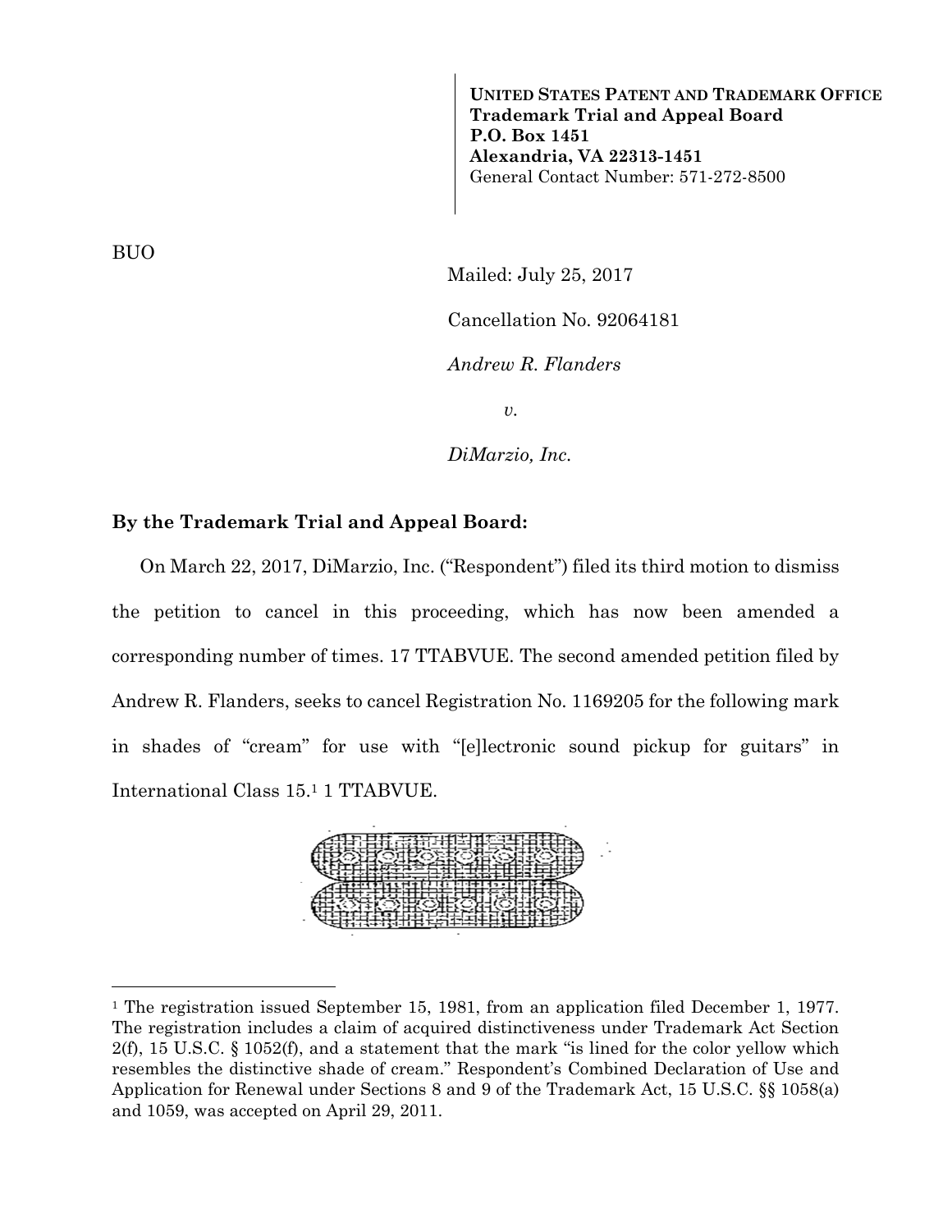**UNITED STATES PATENT AND TRADEMARK OFFICE**
**Trademark Trial and Appeal Board**
**P.O. Box 1451**
**Alexandria, VA 22313-1451**
General Contact Number: 571-272-8500

BUO

Mailed: July 25, 2017

Cancellation No. 92064181

*Andrew R. Flanders*

*v.*

*DiMarzio, Inc.*

**By the Trademark Trial and Appeal Board:**

On March 22, 2017, DiMarzio, Inc. ("Respondent") filed its third motion to dismiss the petition to cancel in this proceeding, which has now been amended a corresponding number of times. 17 TTABVUE. The second amended petition filed by Andrew R. Flanders, seeks to cancel Registration No. 1169205 for the following mark in shades of "cream" for use with "[e]lectronic sound pickup for guitars" in International Class 15.[1] 1 TTABVUE.

---

[1] The registration issued September 15, 1981, from an application filed December 1, 1977. The registration includes a claim of acquired distinctiveness under Trademark Act Section 2(f), 15 U.S.C. § 1052(f), and a statement that the mark "is lined for the color yellow which resembles the distinctive shade of cream." Respondent's Combined Declaration of Use and Application for Renewal under Sections 8 and 9 of the Trademark Act, 15 U.S.C. §§ 1058(a) and 1059, was accepted on April 29, 2011.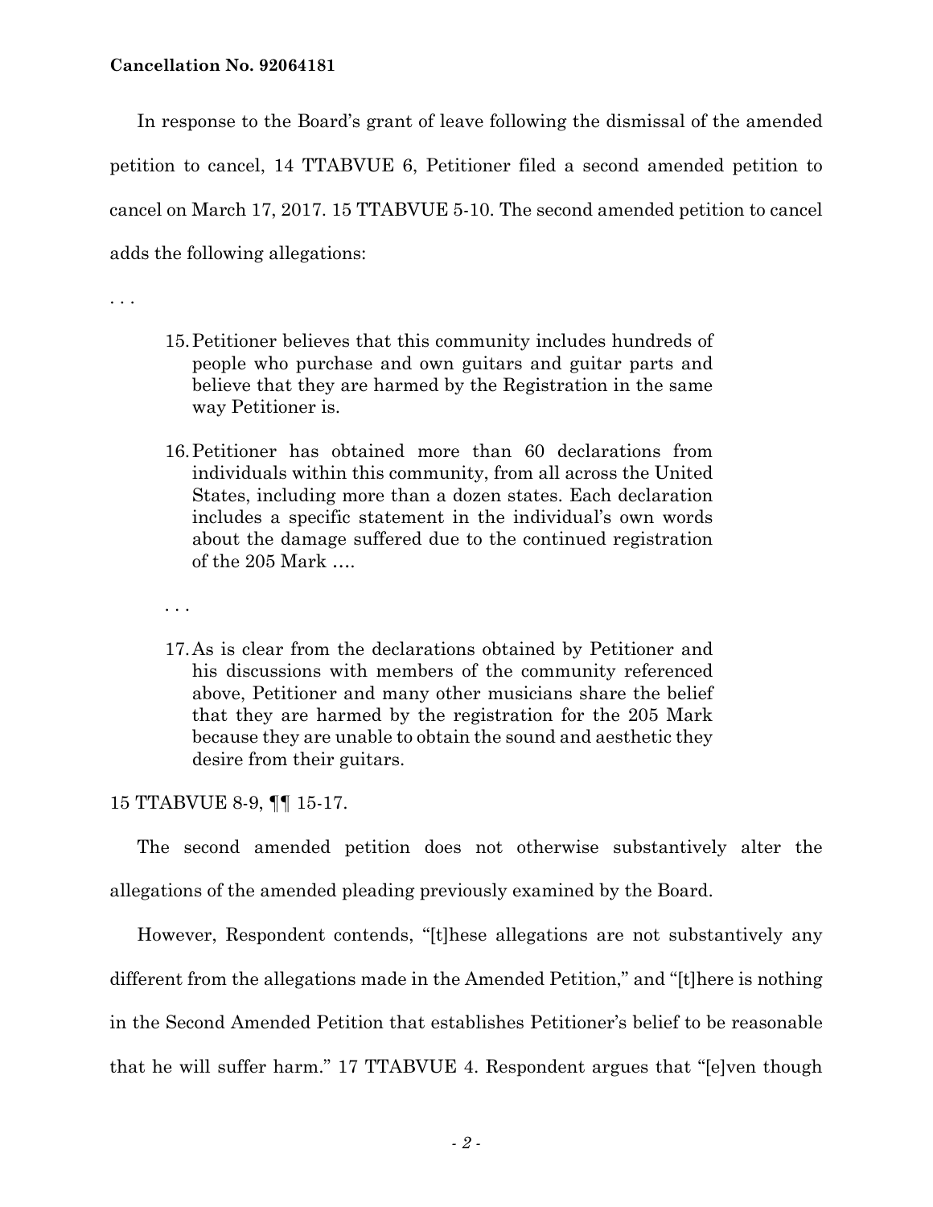In response to the Board's grant of leave following the dismissal of the amended petition to cancel, 14 TTABVUE 6, Petitioner filed a second amended petition to cancel on March 17, 2017. 15 TTABVUE 5-10. The second amended petition to cancel adds the following allegations:

. . .

> 15. Petitioner believes that this community includes hundreds of people who purchase and own guitars and guitar parts and believe that they are harmed by the Registration in the same way Petitioner is.
>
> 16. Petitioner has obtained more than 60 declarations from individuals within this community, from all across the United States, including more than a dozen states. Each declaration includes a specific statement in the individual's own words about the damage suffered due to the continued registration of the 205 Mark ….
>
> . . .
>
> 17. As is clear from the declarations obtained by Petitioner and his discussions with members of the community referenced above, Petitioner and many other musicians share the belief that they are harmed by the registration for the 205 Mark because they are unable to obtain the sound and aesthetic they desire from their guitars.

15 TTABVUE 8-9, ¶¶ 15-17.

The second amended petition does not otherwise substantively alter the allegations of the amended pleading previously examined by the Board.

However, Respondent contends, "[t]hese allegations are not substantively any different from the allegations made in the Amended Petition," and "[t]here is nothing in the Second Amended Petition that establishes Petitioner's belief to be reasonable that he will suffer harm." 17 TTABVUE 4. Respondent argues that "[e]ven though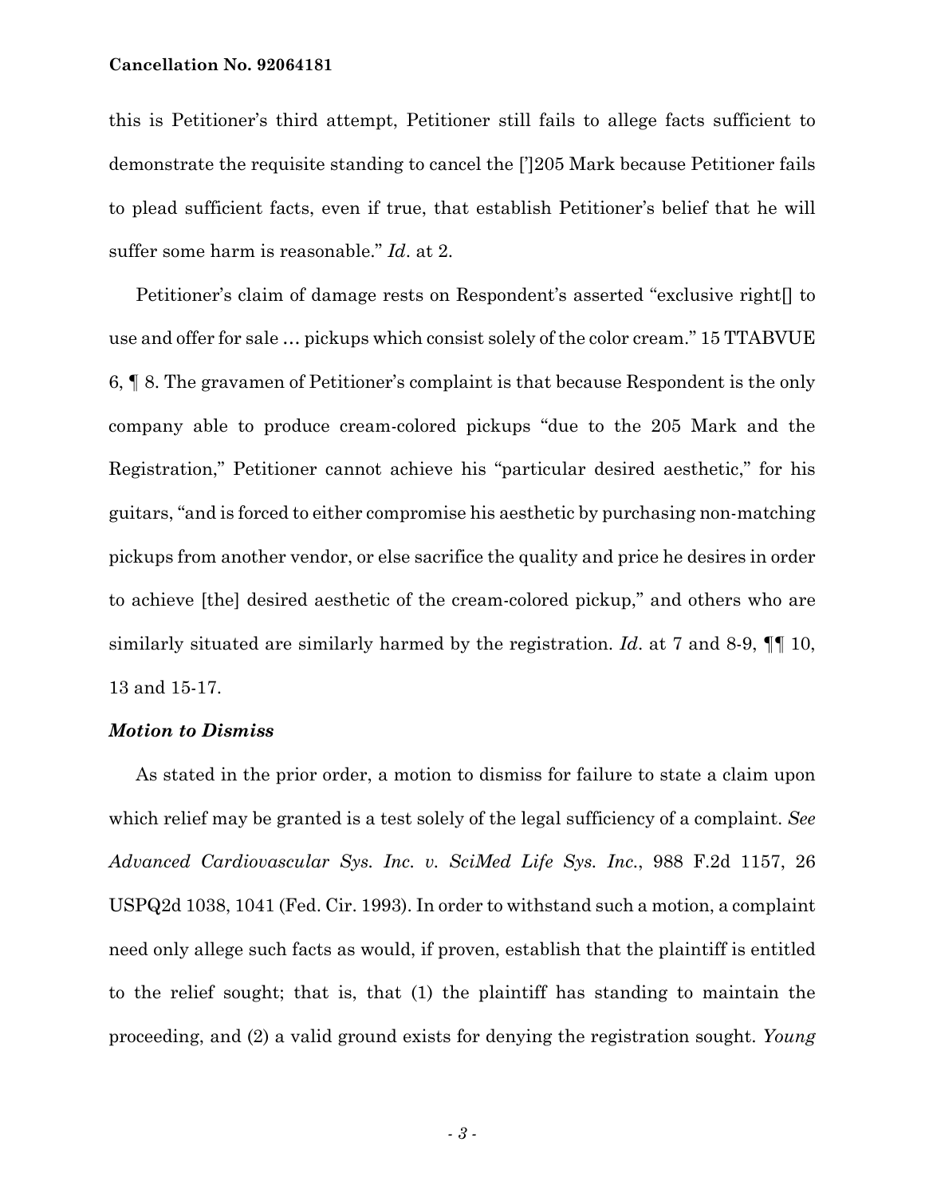this is Petitioner's third attempt, Petitioner still fails to allege facts sufficient to demonstrate the requisite standing to cancel the [']205 Mark because Petitioner fails to plead sufficient facts, even if true, that establish Petitioner's belief that he will suffer some harm is reasonable." *Id*. at 2.

Petitioner's claim of damage rests on Respondent's asserted "exclusive right[] to use and offer for sale … pickups which consist solely of the color cream." 15 TTABVUE 6, ¶ 8. The gravamen of Petitioner's complaint is that because Respondent is the only company able to produce cream-colored pickups "due to the 205 Mark and the Registration," Petitioner cannot achieve his "particular desired aesthetic," for his guitars, "and is forced to either compromise his aesthetic by purchasing non-matching pickups from another vendor, or else sacrifice the quality and price he desires in order to achieve [the] desired aesthetic of the cream-colored pickup," and others who are similarly situated are similarly harmed by the registration. *Id*. at 7 and 8-9, ¶¶ 10, 13 and 15-17.

### *Motion to Dismiss*

As stated in the prior order, a motion to dismiss for failure to state a claim upon which relief may be granted is a test solely of the legal sufficiency of a complaint. *See Advanced Cardiovascular Sys. Inc. v. SciMed Life Sys. Inc.*, 988 F.2d 1157, 26 USPQ2d 1038, 1041 (Fed. Cir. 1993). In order to withstand such a motion, a complaint need only allege such facts as would, if proven, establish that the plaintiff is entitled to the relief sought; that is, that (1) the plaintiff has standing to maintain the proceeding, and (2) a valid ground exists for denying the registration sought. *Young*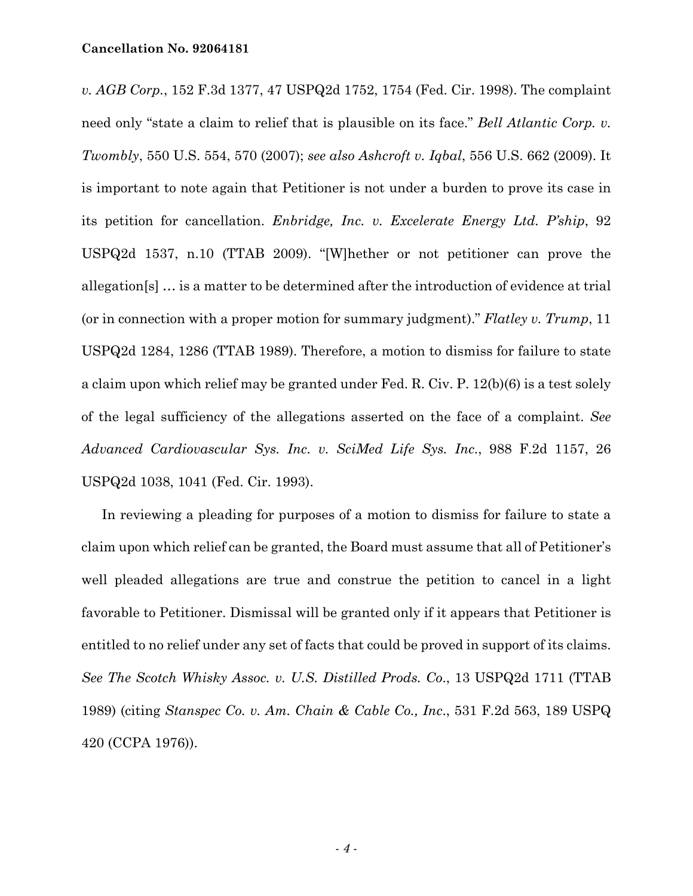*v. AGB Corp.*, 152 F.3d 1377, 47 USPQ2d 1752, 1754 (Fed. Cir. 1998). The complaint need only "state a claim to relief that is plausible on its face." *Bell Atlantic Corp. v. Twombly*, 550 U.S. 554, 570 (2007); *see also Ashcroft v. Iqbal*, 556 U.S. 662 (2009). It is important to note again that Petitioner is not under a burden to prove its case in its petition for cancellation. *Enbridge, Inc. v. Excelerate Energy Ltd. P'ship*, 92 USPQ2d 1537, n.10 (TTAB 2009). "[W]hether or not petitioner can prove the allegation[s] … is a matter to be determined after the introduction of evidence at trial (or in connection with a proper motion for summary judgment)." *Flatley v. Trump*, 11 USPQ2d 1284, 1286 (TTAB 1989). Therefore, a motion to dismiss for failure to state a claim upon which relief may be granted under Fed. R. Civ. P. 12(b)(6) is a test solely of the legal sufficiency of the allegations asserted on the face of a complaint. *See Advanced Cardiovascular Sys. Inc. v. SciMed Life Sys. Inc.*, 988 F.2d 1157, 26 USPQ2d 1038, 1041 (Fed. Cir. 1993).

In reviewing a pleading for purposes of a motion to dismiss for failure to state a claim upon which relief can be granted, the Board must assume that all of Petitioner's well pleaded allegations are true and construe the petition to cancel in a light favorable to Petitioner. Dismissal will be granted only if it appears that Petitioner is entitled to no relief under any set of facts that could be proved in support of its claims. *See The Scotch Whisky Assoc. v. U.S. Distilled Prods. Co.*, 13 USPQ2d 1711 (TTAB 1989) (citing *Stanspec Co. v. Am. Chain & Cable Co., Inc.*, 531 F.2d 563, 189 USPQ 420 (CCPA 1976)).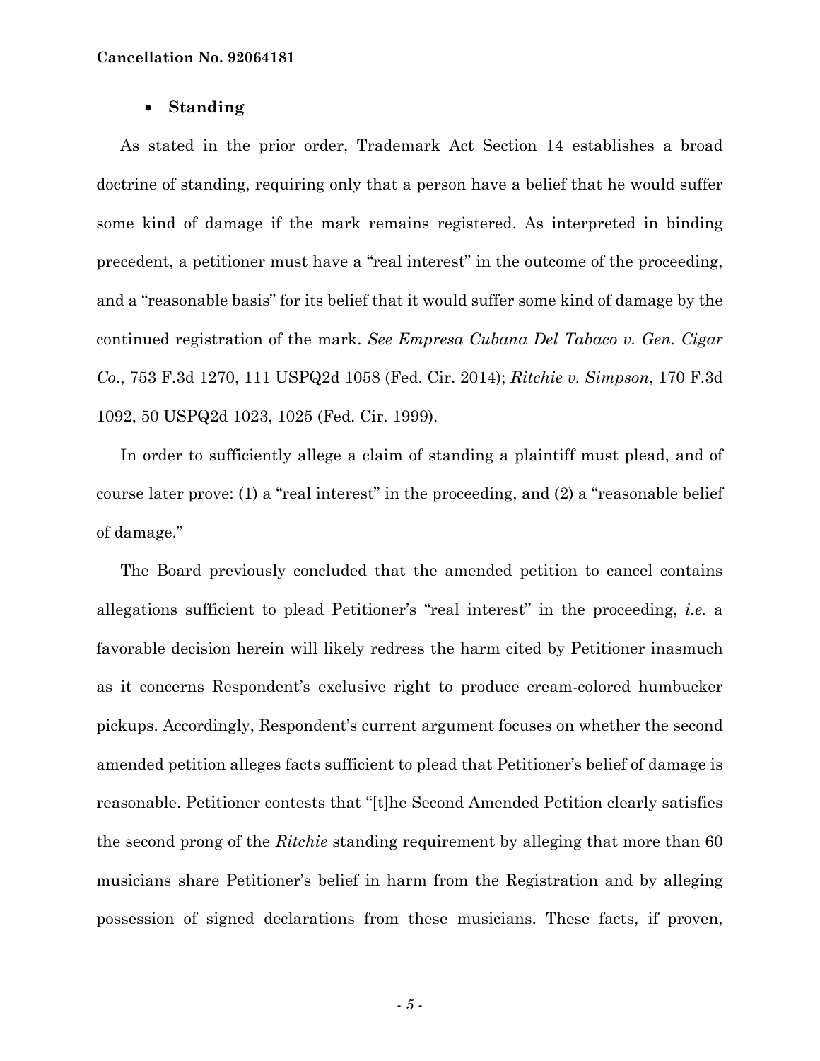- **Standing**

As stated in the prior order, Trademark Act Section 14 establishes a broad doctrine of standing, requiring only that a person have a belief that he would suffer some kind of damage if the mark remains registered. As interpreted in binding precedent, a petitioner must have a "real interest" in the outcome of the proceeding, and a "reasonable basis" for its belief that it would suffer some kind of damage by the continued registration of the mark. *See Empresa Cubana Del Tabaco v. Gen. Cigar Co*., 753 F.3d 1270, 111 USPQ2d 1058 (Fed. Cir. 2014); *Ritchie v. Simpson*, 170 F.3d 1092, 50 USPQ2d 1023, 1025 (Fed. Cir. 1999).

In order to sufficiently allege a claim of standing a plaintiff must plead, and of course later prove: (1) a "real interest" in the proceeding, and (2) a "reasonable belief of damage."

The Board previously concluded that the amended petition to cancel contains allegations sufficient to plead Petitioner's "real interest" in the proceeding, *i.e.* a favorable decision herein will likely redress the harm cited by Petitioner inasmuch as it concerns Respondent's exclusive right to produce cream-colored humbucker pickups. Accordingly, Respondent's current argument focuses on whether the second amended petition alleges facts sufficient to plead that Petitioner's belief of damage is reasonable. Petitioner contests that "[t]he Second Amended Petition clearly satisfies the second prong of the *Ritchie* standing requirement by alleging that more than 60 musicians share Petitioner's belief in harm from the Registration and by alleging possession of signed declarations from these musicians. These facts, if proven,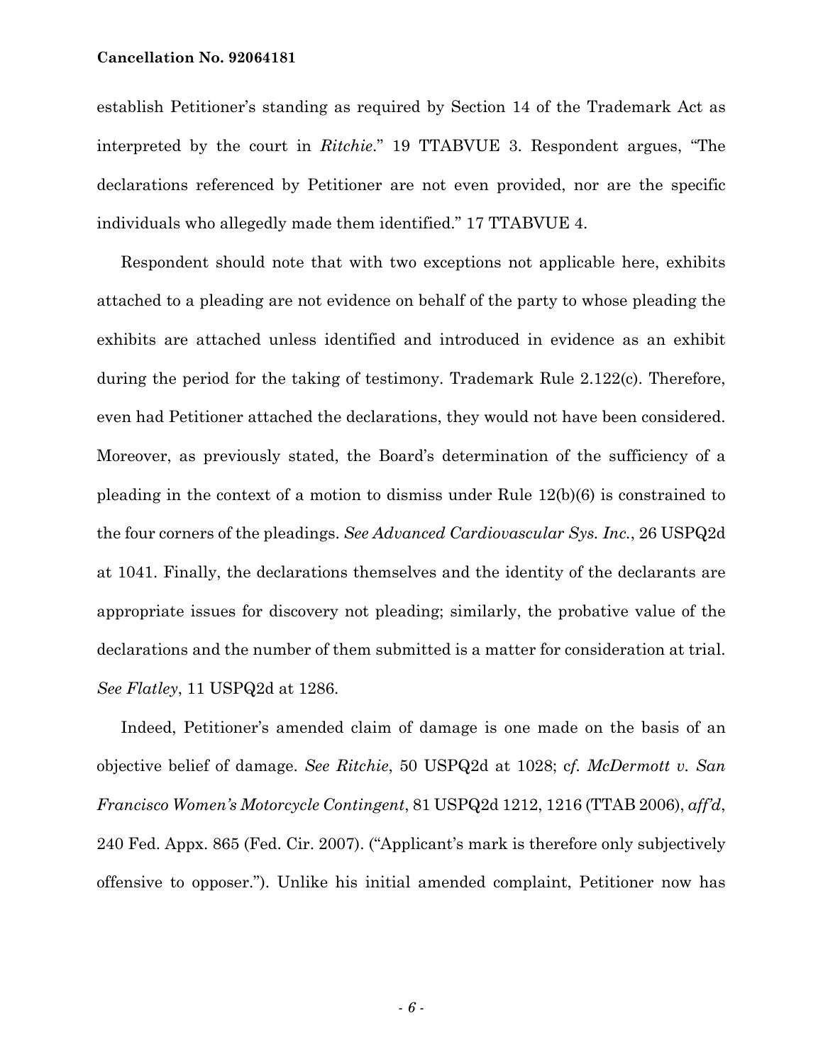establish Petitioner's standing as required by Section 14 of the Trademark Act as interpreted by the court in *Ritchie*." 19 TTABVUE 3. Respondent argues, "The declarations referenced by Petitioner are not even provided, nor are the specific individuals who allegedly made them identified." 17 TTABVUE 4.

Respondent should note that with two exceptions not applicable here, exhibits attached to a pleading are not evidence on behalf of the party to whose pleading the exhibits are attached unless identified and introduced in evidence as an exhibit during the period for the taking of testimony. Trademark Rule 2.122(c). Therefore, even had Petitioner attached the declarations, they would not have been considered. Moreover, as previously stated, the Board's determination of the sufficiency of a pleading in the context of a motion to dismiss under Rule 12(b)(6) is constrained to the four corners of the pleadings. *See Advanced Cardiovascular Sys. Inc.*, 26 USPQ2d at 1041. Finally, the declarations themselves and the identity of the declarants are appropriate issues for discovery not pleading; similarly, the probative value of the declarations and the number of them submitted is a matter for consideration at trial. *See Flatley*, 11 USPQ2d at 1286.

Indeed, Petitioner's amended claim of damage is one made on the basis of an objective belief of damage. *See Ritchie*, 50 USPQ2d at 1028; c*f. McDermott v. San Francisco Women's Motorcycle Contingent*, 81 USPQ2d 1212, 1216 (TTAB 2006), *aff'd*, 240 Fed. Appx. 865 (Fed. Cir. 2007). ("Applicant's mark is therefore only subjectively offensive to opposer."). Unlike his initial amended complaint, Petitioner now has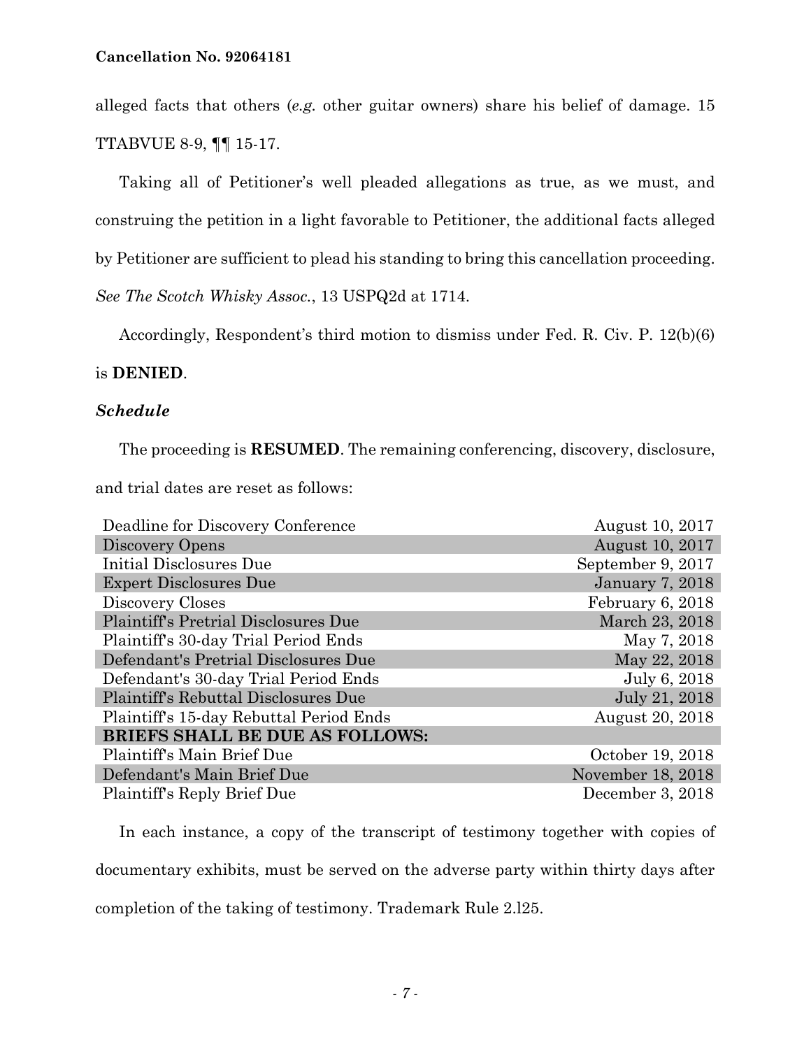alleged facts that others (*e.g.* other guitar owners) share his belief of damage. 15 TTABVUE 8-9, ¶¶ 15-17.

Taking all of Petitioner's well pleaded allegations as true, as we must, and construing the petition in a light favorable to Petitioner, the additional facts alleged by Petitioner are sufficient to plead his standing to bring this cancellation proceeding. *See The Scotch Whisky Assoc.*, 13 USPQ2d at 1714.

Accordingly, Respondent's third motion to dismiss under Fed. R. Civ. P. 12(b)(6) is **DENIED**.

### ***Schedule***

The proceeding is **RESUMED**. The remaining conferencing, discovery, disclosure, and trial dates are reset as follows:

| | |
|---|---|
| Deadline for Discovery Conference | August 10, 2017 |
| Discovery Opens | August 10, 2017 |
| Initial Disclosures Due | September 9, 2017 |
| Expert Disclosures Due | January 7, 2018 |
| Discovery Closes | February 6, 2018 |
| Plaintiff's Pretrial Disclosures Due | March 23, 2018 |
| Plaintiff's 30-day Trial Period Ends | May 7, 2018 |
| Defendant's Pretrial Disclosures Due | May 22, 2018 |
| Defendant's 30-day Trial Period Ends | July 6, 2018 |
| Plaintiff's Rebuttal Disclosures Due | July 21, 2018 |
| Plaintiff's 15-day Rebuttal Period Ends | August 20, 2018 |
| **BRIEFS SHALL BE DUE AS FOLLOWS:** | |
| Plaintiff's Main Brief Due | October 19, 2018 |
| Defendant's Main Brief Due | November 18, 2018 |
| Plaintiff's Reply Brief Due | December 3, 2018 |

In each instance, a copy of the transcript of testimony together with copies of documentary exhibits, must be served on the adverse party within thirty days after completion of the taking of testimony. Trademark Rule 2.l25.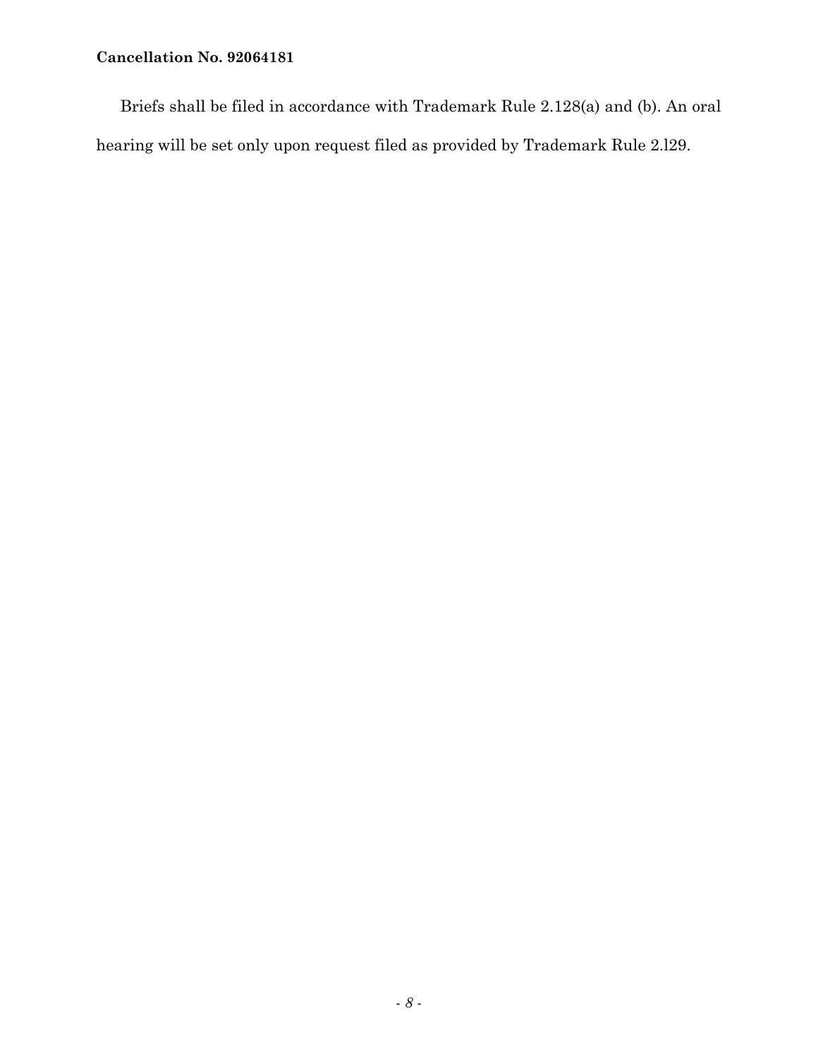Briefs shall be filed in accordance with Trademark Rule 2.128(a) and (b). An oral hearing will be set only upon request filed as provided by Trademark Rule 2.l29.